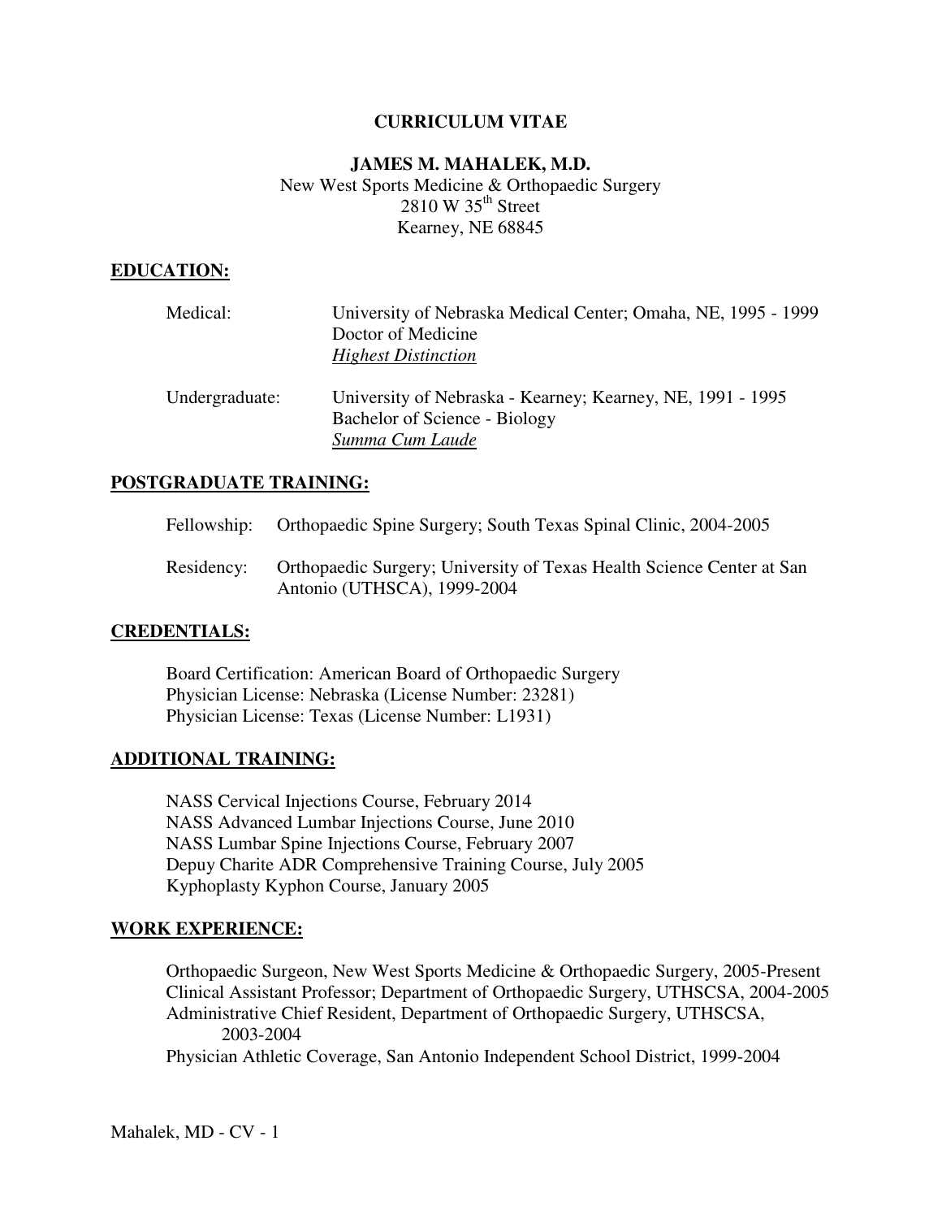# CURRICULUM VITAE

## JAMES M. MAHALEK, M.D.

New West Sports Medicine & Orthopaedic Surgery
2810 W 35th Street
Kearney, NE 68845

## EDUCATION:

Medical: University of Nebraska Medical Center; Omaha, NE, 1995 - 1999
Doctor of Medicine
*Highest Distinction*

Undergraduate: University of Nebraska - Kearney; Kearney, NE, 1991 - 1995
Bachelor of Science - Biology
*Summa Cum Laude*

## POSTGRADUATE TRAINING:

Fellowship: Orthopaedic Spine Surgery; South Texas Spinal Clinic, 2004-2005

Residency: Orthopaedic Surgery; University of Texas Health Science Center at San Antonio (UTHSCA), 1999-2004

## CREDENTIALS:

Board Certification: American Board of Orthopaedic Surgery
Physician License: Nebraska (License Number: 23281)
Physician License: Texas (License Number: L1931)

## ADDITIONAL TRAINING:

NASS Cervical Injections Course, February 2014
NASS Advanced Lumbar Injections Course, June 2010
NASS Lumbar Spine Injections Course, February 2007
Depuy Charite ADR Comprehensive Training Course, July 2005
Kyphoplasty Kyphon Course, January 2005

## WORK EXPERIENCE:

Orthopaedic Surgeon, New West Sports Medicine & Orthopaedic Surgery, 2005-Present
Clinical Assistant Professor; Department of Orthopaedic Surgery, UTHSCSA, 2004-2005
Administrative Chief Resident, Department of Orthopaedic Surgery, UTHSCSA, 2003-2004
Physician Athletic Coverage, San Antonio Independent School District, 1999-2004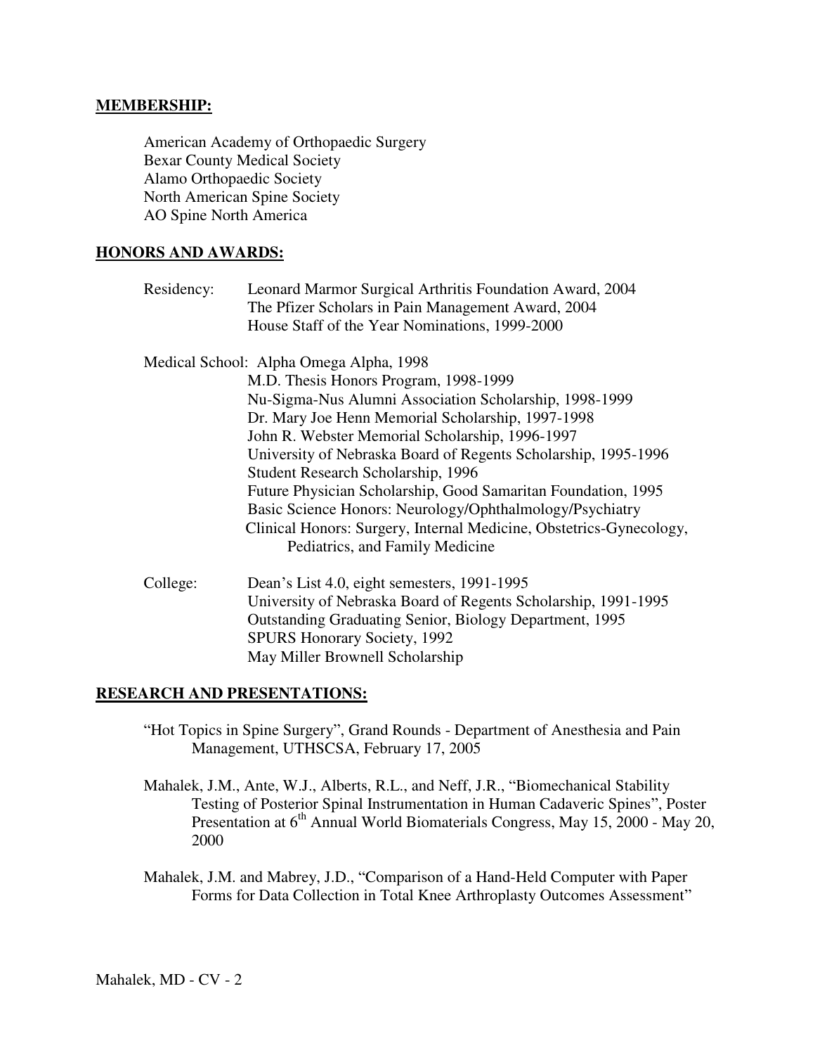**MEMBERSHIP:**

American Academy of Orthopaedic Surgery
Bexar County Medical Society
Alamo Orthopaedic Society
North American Spine Society
AO Spine North America

**HONORS AND AWARDS:**

Residency:
- Leonard Marmor Surgical Arthritis Foundation Award, 2004
- The Pfizer Scholars in Pain Management Award, 2004
- House Staff of the Year Nominations, 1999-2000

Medical School:
- Alpha Omega Alpha, 1998
- M.D. Thesis Honors Program, 1998-1999
- Nu-Sigma-Nus Alumni Association Scholarship, 1998-1999
- Dr. Mary Joe Henn Memorial Scholarship, 1997-1998
- John R. Webster Memorial Scholarship, 1996-1997
- University of Nebraska Board of Regents Scholarship, 1995-1996
- Student Research Scholarship, 1996
- Future Physician Scholarship, Good Samaritan Foundation, 1995
- Basic Science Honors: Neurology/Ophthalmology/Psychiatry
- Clinical Honors: Surgery, Internal Medicine, Obstetrics-Gynecology, Pediatrics, and Family Medicine

College:
- Dean's List 4.0, eight semesters, 1991-1995
- University of Nebraska Board of Regents Scholarship, 1991-1995
- Outstanding Graduating Senior, Biology Department, 1995
- SPURS Honorary Society, 1992
- May Miller Brownell Scholarship

**RESEARCH AND PRESENTATIONS:**

"Hot Topics in Spine Surgery", Grand Rounds - Department of Anesthesia and Pain Management, UTHSCSA, February 17, 2005

Mahalek, J.M., Ante, W.J., Alberts, R.L., and Neff, J.R., "Biomechanical Stability Testing of Posterior Spinal Instrumentation in Human Cadaveric Spines", Poster Presentation at 6th Annual World Biomaterials Congress, May 15, 2000 - May 20, 2000

Mahalek, J.M. and Mabrey, J.D., "Comparison of a Hand-Held Computer with Paper Forms for Data Collection in Total Knee Arthroplasty Outcomes Assessment"